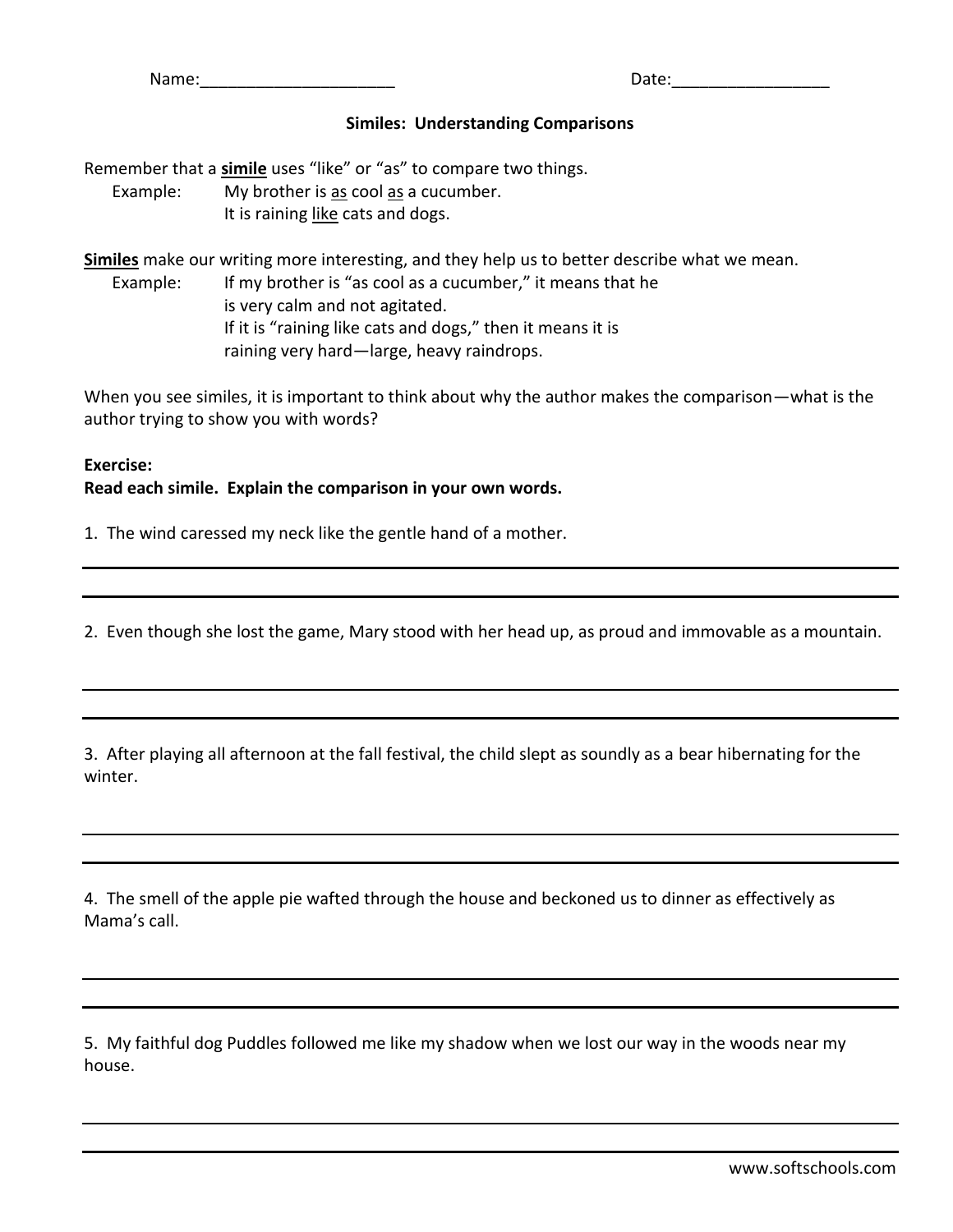Name:_____________________ Date:_________________

## Similes: Understanding Comparisons

Remember that a **<u>simile</u>** uses "like" or "as" to compare two things.

Example: My brother is <u>as</u> cool <u>as</u> a cucumber.
It is raining <u>like</u> cats and dogs.

**<u>Similes</u>** make our writing more interesting, and they help us to better describe what we mean.

Example: If my brother is "as cool as a cucumber," it means that he is very calm and not agitated.
If it is "raining like cats and dogs," then it means it is raining very hard—large, heavy raindrops.

When you see similes, it is important to think about why the author makes the comparison—what is the author trying to show you with words?

**Exercise:**
**Read each simile. Explain the comparison in your own words.**

1. The wind caressed my neck like the gentle hand of a mother.

_______________________________________________

_______________________________________________

2. Even though she lost the game, Mary stood with her head up, as proud and immovable as a mountain.

_______________________________________________

_______________________________________________

3. After playing all afternoon at the fall festival, the child slept as soundly as a bear hibernating for the winter.

_______________________________________________

_______________________________________________

4. The smell of the apple pie wafted through the house and beckoned us to dinner as effectively as Mama's call.

_______________________________________________

_______________________________________________

5. My faithful dog Puddles followed me like my shadow when we lost our way in the woods near my house.

_______________________________________________

_______________________________________________

www.softschools.com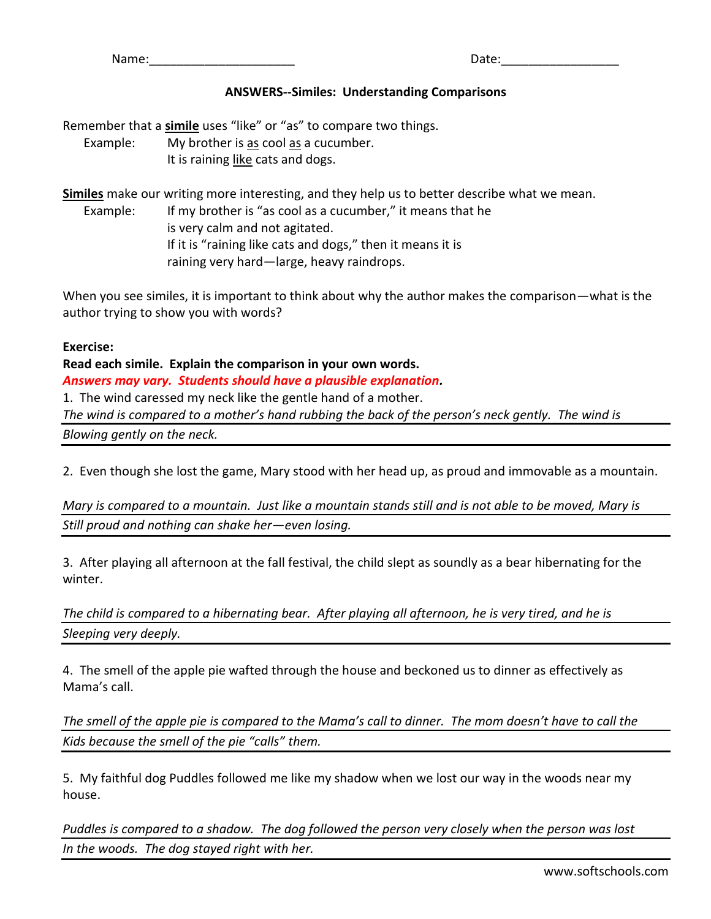Name:_____________________ Date:_________________

**ANSWERS--Similes: Understanding Comparisons**

Remember that a **simile** uses "like" or "as" to compare two things.

Example: My brother is as cool as a cucumber.
It is raining like cats and dogs.

**Similes** make our writing more interesting, and they help us to better describe what we mean.

Example: If my brother is "as cool as a cucumber," it means that he is very calm and not agitated.
If it is "raining like cats and dogs," then it means it is raining very hard—large, heavy raindrops.

When you see similes, it is important to think about why the author makes the comparison—what is the author trying to show you with words?

**Exercise:**

**Read each simile. Explain the comparison in your own words.**

***Answers may vary. Students should have a plausible explanation.***

1. The wind caressed my neck like the gentle hand of a mother.

*The wind is compared to a mother's hand rubbing the back of the person's neck gently. The wind is Blowing gently on the neck.*

2. Even though she lost the game, Mary stood with her head up, as proud and immovable as a mountain.

*Mary is compared to a mountain. Just like a mountain stands still and is not able to be moved, Mary is Still proud and nothing can shake her—even losing.*

3. After playing all afternoon at the fall festival, the child slept as soundly as a bear hibernating for the winter.

*The child is compared to a hibernating bear. After playing all afternoon, he is very tired, and he is Sleeping very deeply.*

4. The smell of the apple pie wafted through the house and beckoned us to dinner as effectively as Mama's call.

*The smell of the apple pie is compared to the Mama's call to dinner. The mom doesn't have to call the Kids because the smell of the pie "calls" them.*

5. My faithful dog Puddles followed me like my shadow when we lost our way in the woods near my house.

*Puddles is compared to a shadow. The dog followed the person very closely when the person was lost In the woods. The dog stayed right with her.*

www.softschools.com